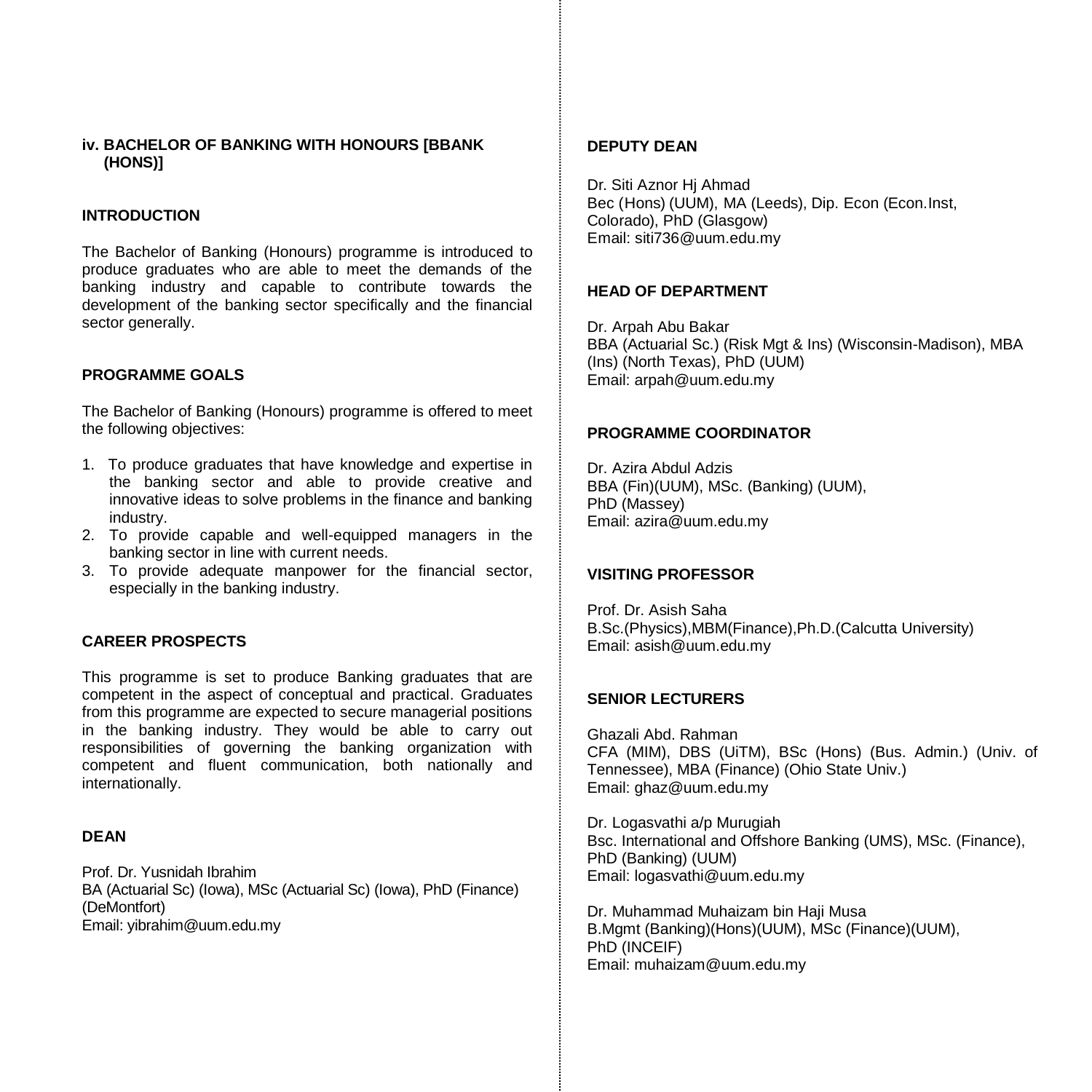## iv. BACHELOR OF BANKING WITH HONOURS [BBANK (HONS)]

### INTRODUCTION

The Bachelor of Banking (Honours) programme is introduced to produce graduates who are able to meet the demands of the banking industry and capable to contribute towards the development of the banking sector specifically and the financial sector generally.

### PROGRAMME GOALS

The Bachelor of Banking (Honours) programme is offered to meet the following objectives:

1. To produce graduates that have knowledge and expertise in the banking sector and able to provide creative and innovative ideas to solve problems in the finance and banking industry.
2. To provide capable and well-equipped managers in the banking sector in line with current needs.
3. To provide adequate manpower for the financial sector, especially in the banking industry.

### CAREER PROSPECTS

This programme is set to produce Banking graduates that are competent in the aspect of conceptual and practical. Graduates from this programme are expected to secure managerial positions in the banking industry. They would be able to carry out responsibilities of governing the banking organization with competent and fluent communication, both nationally and internationally.

### DEAN

Prof. Dr. Yusnidah Ibrahim
BA (Actuarial Sc) (Iowa), MSc (Actuarial Sc) (Iowa), PhD (Finance) (DeMontfort)
Email: yibrahim@uum.edu.my

### DEPUTY DEAN

Dr. Siti Aznor Hj Ahmad
Bec (Hons) (UUM), MA (Leeds), Dip. Econ (Econ.Inst, Colorado), PhD (Glasgow)
Email: siti736@uum.edu.my

### HEAD OF DEPARTMENT

Dr. Arpah Abu Bakar
BBA (Actuarial Sc.) (Risk Mgt & Ins) (Wisconsin-Madison), MBA (Ins) (North Texas), PhD (UUM)
Email: arpah@uum.edu.my

### PROGRAMME COORDINATOR

Dr. Azira Abdul Adzis
BBA (Fin)(UUM), MSc. (Banking) (UUM), PhD (Massey)
Email: azira@uum.edu.my

### VISITING PROFESSOR

Prof. Dr. Asish Saha
B.Sc.(Physics),MBM(Finance),Ph.D.(Calcutta University)
Email: asish@uum.edu.my

### SENIOR LECTURERS

Ghazali Abd. Rahman
CFA (MIM), DBS (UiTM), BSc (Hons) (Bus. Admin.) (Univ. of Tennessee), MBA (Finance) (Ohio State Univ.)
Email: ghaz@uum.edu.my

Dr. Logasvathi a/p Murugiah
Bsc. International and Offshore Banking (UMS), MSc. (Finance), PhD (Banking) (UUM)
Email: logasvathi@uum.edu.my

Dr. Muhammad Muhaizam bin Haji Musa
B.Mgmt (Banking)(Hons)(UUM), MSc (Finance)(UUM), PhD (INCEIF)
Email: muhaizam@uum.edu.my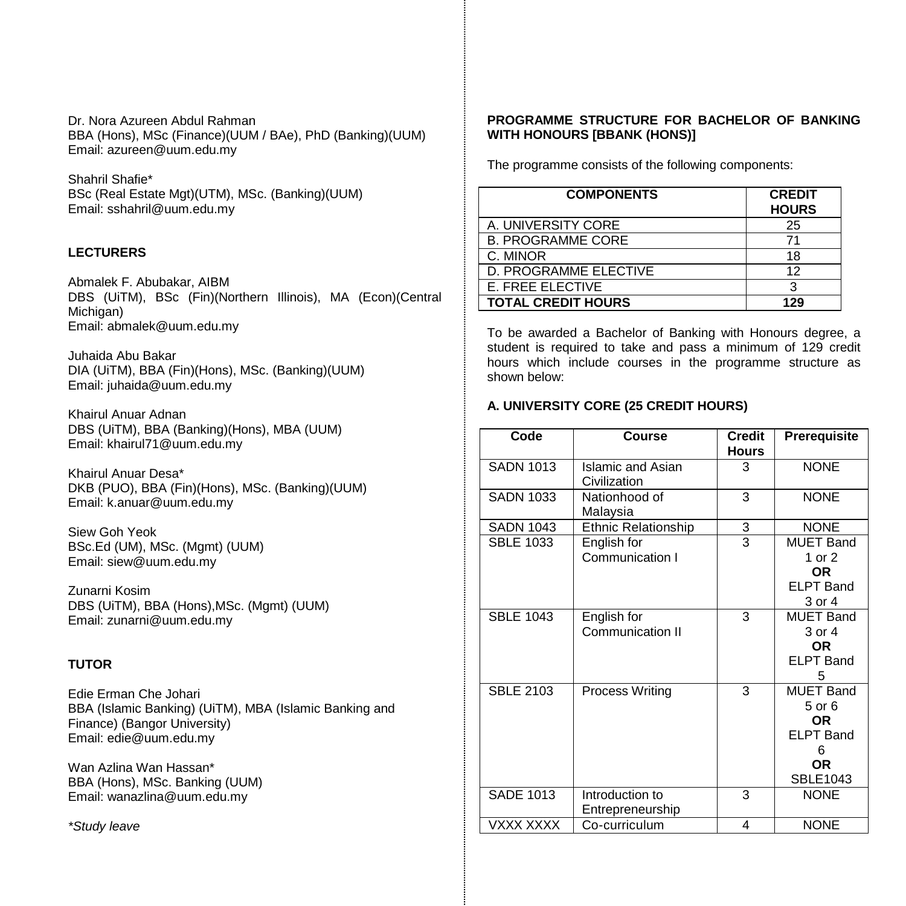Dr. Nora Azureen Abdul Rahman
BBA (Hons), MSc (Finance)(UUM / BAe), PhD (Banking)(UUM)
Email: azureen@uum.edu.my

Shahril Shafie*
BSc (Real Estate Mgt)(UTM), MSc. (Banking)(UUM)
Email: sshahril@uum.edu.my

**LECTURERS**

Abmalek F. Abubakar, AIBM
DBS (UiTM), BSc (Fin)(Northern Illinois), MA (Econ)(Central Michigan)
Email: abmalek@uum.edu.my

Juhaida Abu Bakar
DIA (UiTM), BBA (Fin)(Hons), MSc. (Banking)(UUM)
Email: juhaida@uum.edu.my

Khairul Anuar Adnan
DBS (UiTM), BBA (Banking)(Hons), MBA (UUM)
Email: khairul71@uum.edu.my

Khairul Anuar Desa*
DKB (PUO), BBA (Fin)(Hons), MSc. (Banking)(UUM)
Email: k.anuar@uum.edu.my

Siew Goh Yeok
BSc.Ed (UM), MSc. (Mgmt) (UUM)
Email: siew@uum.edu.my

Zunarni Kosim
DBS (UiTM), BBA (Hons),MSc. (Mgmt) (UUM)
Email: zunarni@uum.edu.my

**TUTOR**

Edie Erman Che Johari
BBA (Islamic Banking) (UiTM), MBA (Islamic Banking and Finance) (Bangor University)
Email: edie@uum.edu.my

Wan Azlina Wan Hassan*
BBA (Hons), MSc. Banking (UUM)
Email: wanazlina@uum.edu.my

*\*Study leave*

**PROGRAMME STRUCTURE FOR BACHELOR OF BANKING WITH HONOURS [BBANK (HONS)]**

The programme consists of the following components:

| COMPONENTS | CREDIT HOURS |
|---|---|
| A. UNIVERSITY CORE | 25 |
| B. PROGRAMME CORE | 71 |
| C. MINOR | 18 |
| D. PROGRAMME ELECTIVE | 12 |
| E. FREE ELECTIVE | 3 |
| **TOTAL CREDIT HOURS** | **129** |

To be awarded a Bachelor of Banking with Honours degree, a student is required to take and pass a minimum of 129 credit hours which include courses in the programme structure as shown below:

**A. UNIVERSITY CORE (25 CREDIT HOURS)**

| Code | Course | Credit Hours | Prerequisite |
|---|---|---|---|
| SADN 1013 | Islamic and Asian Civilization | 3 | NONE |
| SADN 1033 | Nationhood of Malaysia | 3 | NONE |
| SADN 1043 | Ethnic Relationship | 3 | NONE |
| SBLE 1033 | English for Communication I | 3 | MUET Band 1 or 2 **OR** ELPT Band 3 or 4 |
| SBLE 1043 | English for Communication II | 3 | MUET Band 3 or 4 **OR** ELPT Band 5 |
| SBLE 2103 | Process Writing | 3 | MUET Band 5 or 6 **OR** ELPT Band 6 **OR** SBLE1043 |
| SADE 1013 | Introduction to Entrepreneurship | 3 | NONE |
| VXXX XXXX | Co-curriculum | 4 | NONE |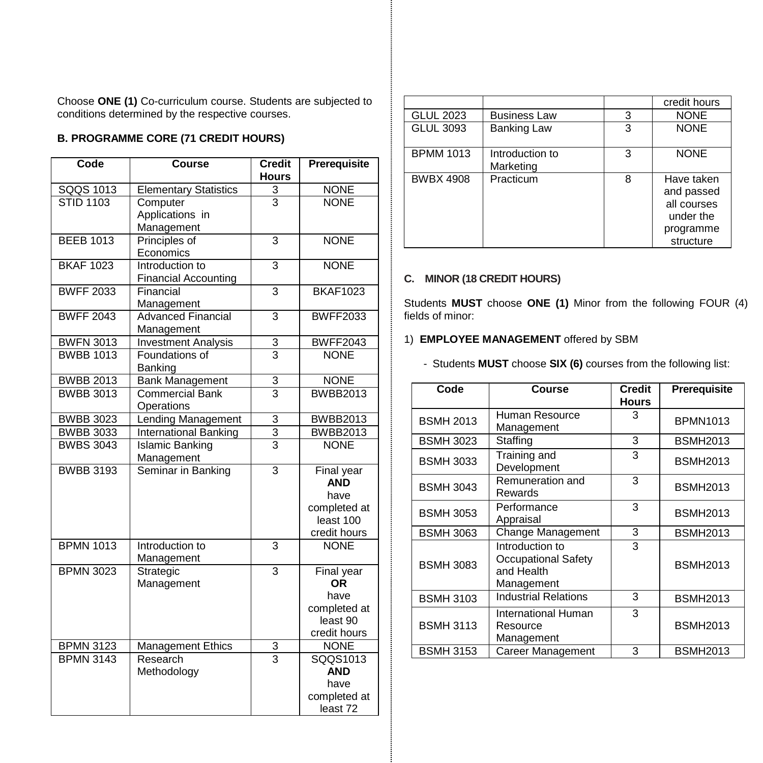Choose **ONE (1)** Co-curriculum course. Students are subjected to conditions determined by the respective courses.

### B. PROGRAMME CORE (71 CREDIT HOURS)

| Code | Course | Credit Hours | Prerequisite |
|---|---|---|---|
| SQQS 1013 | Elementary Statistics | 3 | NONE |
| STID 1103 | Computer Applications in Management | 3 | NONE |
| BEEB 1013 | Principles of Economics | 3 | NONE |
| BKAF 1023 | Introduction to Financial Accounting | 3 | NONE |
| BWFF 2033 | Financial Management | 3 | BKAF1023 |
| BWFF 2043 | Advanced Financial Management | 3 | BWFF2033 |
| BWFN 3013 | Investment Analysis | 3 | BWFF2043 |
| BWBB 1013 | Foundations of Banking | 3 | NONE |
| BWBB 2013 | Bank Management | 3 | NONE |
| BWBB 3013 | Commercial Bank Operations | 3 | BWBB2013 |
| BWBB 3023 | Lending Management | 3 | BWBB2013 |
| BWBB 3033 | International Banking | 3 | BWBB2013 |
| BWBS 3043 | Islamic Banking Management | 3 | NONE |
| BWBB 3193 | Seminar in Banking | 3 | Final year **AND** have completed at least 100 credit hours |
| BPMN 1013 | Introduction to Management | 3 | NONE |
| BPMN 3023 | Strategic Management | 3 | Final year **OR** have completed at least 90 credit hours |
| BPMN 3123 | Management Ethics | 3 | NONE |
| BPMN 3143 | Research Methodology | 3 | SQQS1013 **AND** have completed at least 72 credit hours |
| GLUL 2023 | Business Law | 3 | NONE |
| GLUL 3093 | Banking Law | 3 | NONE |
| BPMM 1013 | Introduction to Marketing | 3 | NONE |
| BWBX 4908 | Practicum | 8 | Have taken and passed all courses under the programme structure |

### C. MINOR (18 CREDIT HOURS)

Students **MUST** choose **ONE (1)** Minor from the following FOUR (4) fields of minor:

1) **EMPLOYEE MANAGEMENT** offered by SBM

   - Students **MUST** choose **SIX (6)** courses from the following list:

| Code | Course | Credit Hours | Prerequisite |
|---|---|---|---|
| BSMH 2013 | Human Resource Management | 3 | BPMN1013 |
| BSMH 3023 | Staffing | 3 | BSMH2013 |
| BSMH 3033 | Training and Development | 3 | BSMH2013 |
| BSMH 3043 | Remuneration and Rewards | 3 | BSMH2013 |
| BSMH 3053 | Performance Appraisal | 3 | BSMH2013 |
| BSMH 3063 | Change Management | 3 | BSMH2013 |
| BSMH 3083 | Introduction to Occupational Safety and Health Management | 3 | BSMH2013 |
| BSMH 3103 | Industrial Relations | 3 | BSMH2013 |
| BSMH 3113 | International Human Resource Management | 3 | BSMH2013 |
| BSMH 3153 | Career Management | 3 | BSMH2013 |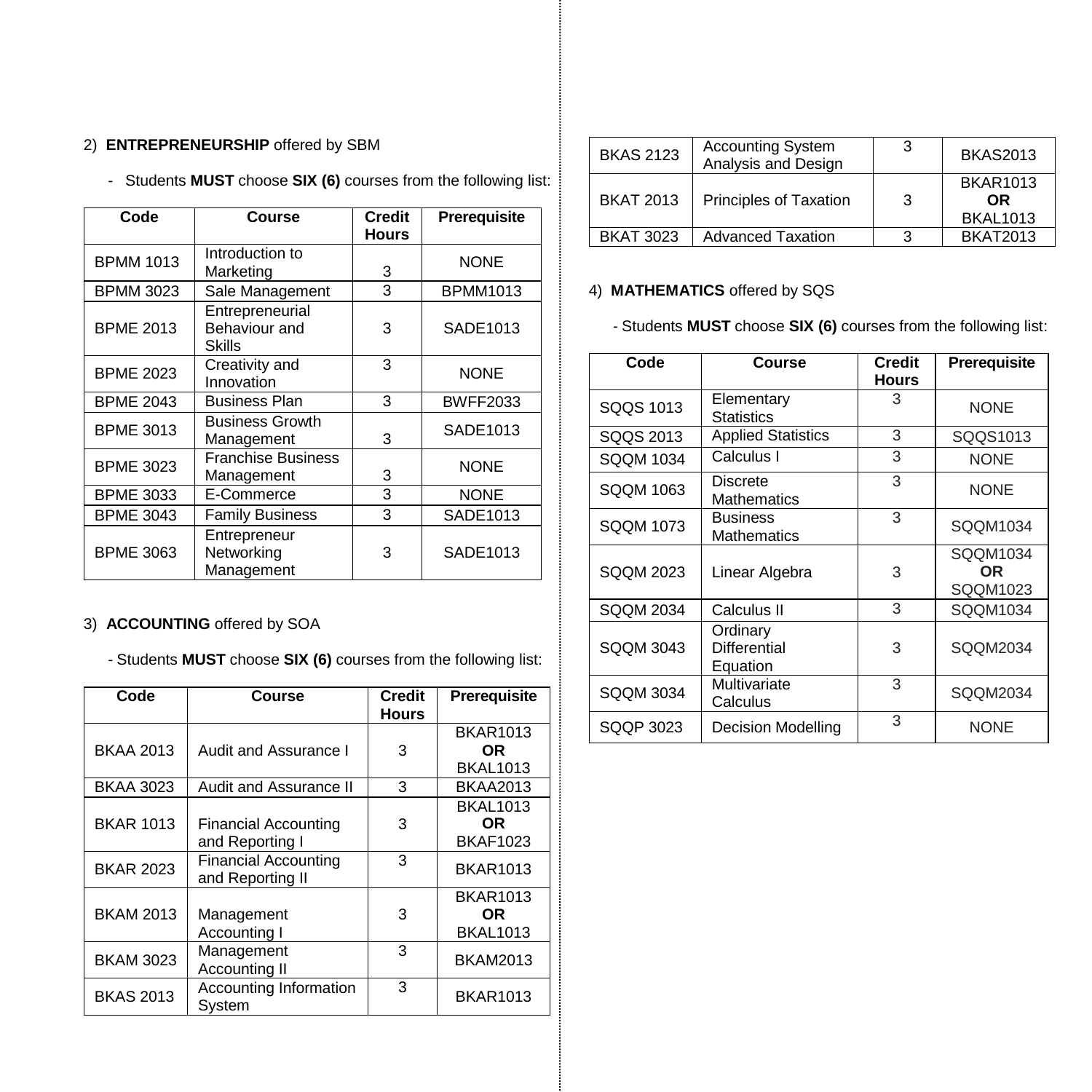2) **ENTREPRENEURSHIP** offered by SBM

- Students **MUST** choose **SIX (6)** courses from the following list:

| Code | Course | Credit Hours | Prerequisite |
|---|---|---|---|
| BPMM 1013 | Introduction to Marketing | 3 | NONE |
| BPMM 3023 | Sale Management | 3 | BPMM1013 |
| BPME 2013 | Entrepreneurial Behaviour and Skills | 3 | SADE1013 |
| BPME 2023 | Creativity and Innovation | 3 | NONE |
| BPME 2043 | Business Plan | 3 | BWFF2033 |
| BPME 3013 | Business Growth Management | 3 | SADE1013 |
| BPME 3023 | Franchise Business Management | 3 | NONE |
| BPME 3033 | E-Commerce | 3 | NONE |
| BPME 3043 | Family Business | 3 | SADE1013 |
| BPME 3063 | Entrepreneur Networking Management | 3 | SADE1013 |

3) **ACCOUNTING** offered by SOA

- Students **MUST** choose **SIX (6)** courses from the following list:

| Code | Course | Credit Hours | Prerequisite |
|---|---|---|---|
| BKAA 2013 | Audit and Assurance I | 3 | BKAR1013 **OR** BKAL1013 |
| BKAA 3023 | Audit and Assurance II | 3 | BKAA2013 |
| BKAR 1013 | Financial Accounting and Reporting I | 3 | BKAL1013 **OR** BKAF1023 |
| BKAR 2023 | Financial Accounting and Reporting II | 3 | BKAR1013 |
| BKAM 2013 | Management Accounting I | 3 | BKAR1013 **OR** BKAL1013 |
| BKAM 3023 | Management Accounting II | 3 | BKAM2013 |
| BKAS 2013 | Accounting Information System | 3 | BKAR1013 |
| BKAS 2123 | Accounting System Analysis and Design | 3 | BKAS2013 |
| BKAT 2013 | Principles of Taxation | 3 | BKAR1013 **OR** BKAL1013 |
| BKAT 3023 | Advanced Taxation | 3 | BKAT2013 |

4) **MATHEMATICS** offered by SQS

- Students **MUST** choose **SIX (6)** courses from the following list:

| Code | Course | Credit Hours | Prerequisite |
|---|---|---|---|
| SQQS 1013 | Elementary Statistics | 3 | NONE |
| SQQS 2013 | Applied Statistics | 3 | SQQS1013 |
| SQQM 1034 | Calculus I | 3 | NONE |
| SQQM 1063 | Discrete Mathematics | 3 | NONE |
| SQQM 1073 | Business Mathematics | 3 | SQQM1034 |
| SQQM 2023 | Linear Algebra | 3 | SQQM1034 **OR** SQQM1023 |
| SQQM 2034 | Calculus II | 3 | SQQM1034 |
| SQQM 3043 | Ordinary Differential Equation | 3 | SQQM2034 |
| SQQM 3034 | Multivariate Calculus | 3 | SQQM2034 |
| SQQP 3023 | Decision Modelling | 3 | NONE |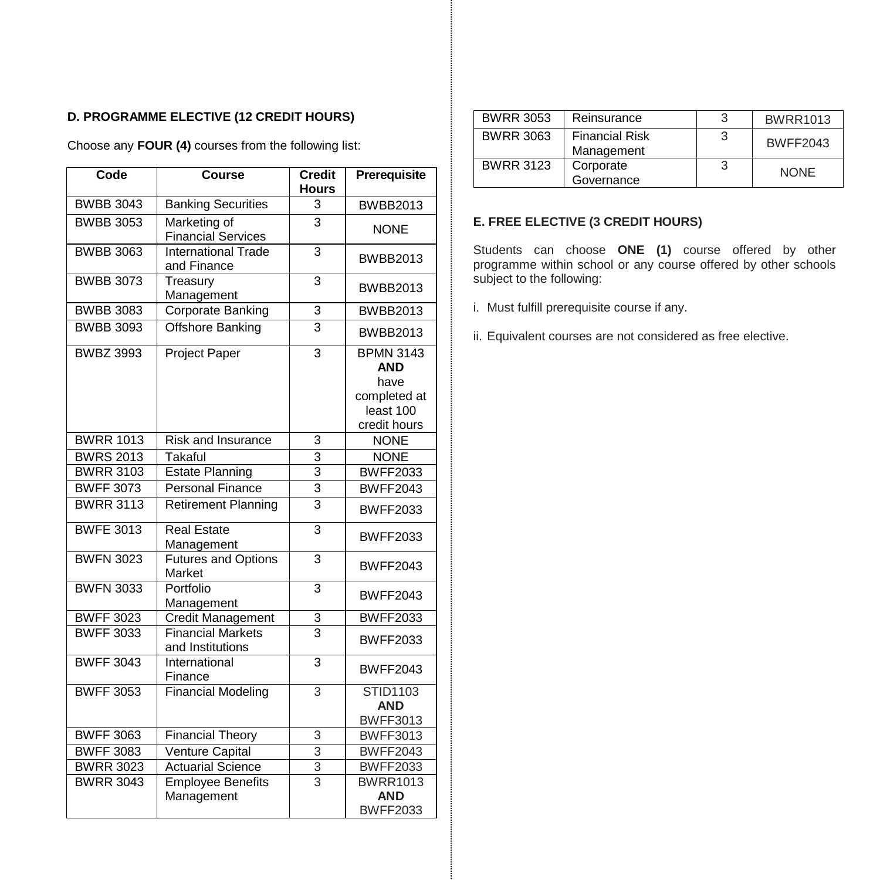### D. PROGRAMME ELECTIVE (12 CREDIT HOURS)

Choose any **FOUR (4)** courses from the following list:

| Code | Course | Credit Hours | Prerequisite |
|---|---|---|---|
| BWBB 3043 | Banking Securities | 3 | BWBB2013 |
| BWBB 3053 | Marketing of Financial Services | 3 | NONE |
| BWBB 3063 | International Trade and Finance | 3 | BWBB2013 |
| BWBB 3073 | Treasury Management | 3 | BWBB2013 |
| BWBB 3083 | Corporate Banking | 3 | BWBB2013 |
| BWBB 3093 | Offshore Banking | 3 | BWBB2013 |
| BWBZ 3993 | Project Paper | 3 | BPMN 3143 **AND** have completed at least 100 credit hours |
| BWRR 1013 | Risk and Insurance | 3 | NONE |
| BWRS 2013 | Takaful | 3 | NONE |
| BWRR 3103 | Estate Planning | 3 | BWFF2033 |
| BWFF 3073 | Personal Finance | 3 | BWFF2043 |
| BWRR 3113 | Retirement Planning | 3 | BWFF2033 |
| BWFE 3013 | Real Estate Management | 3 | BWFF2033 |
| BWFN 3023 | Futures and Options Market | 3 | BWFF2043 |
| BWFN 3033 | Portfolio Management | 3 | BWFF2043 |
| BWFF 3023 | Credit Management | 3 | BWFF2033 |
| BWFF 3033 | Financial Markets and Institutions | 3 | BWFF2033 |
| BWFF 3043 | International Finance | 3 | BWFF2043 |
| BWFF 3053 | Financial Modeling | 3 | STID1103 **AND** BWFF3013 |
| BWFF 3063 | Financial Theory | 3 | BWFF3013 |
| BWFF 3083 | Venture Capital | 3 | BWFF2043 |
| BWRR 3023 | Actuarial Science | 3 | BWFF2033 |
| BWRR 3043 | Employee Benefits Management | 3 | BWRR1013 **AND** BWFF2033 |
| BWRR 3053 | Reinsurance | 3 | BWRR1013 |
| BWRR 3063 | Financial Risk Management | 3 | BWFF2043 |
| BWRR 3123 | Corporate Governance | 3 | NONE |

### E. FREE ELECTIVE (3 CREDIT HOURS)

Students can choose **ONE (1)** course offered by other programme within school or any course offered by other schools subject to the following:

i. Must fulfill prerequisite course if any.

ii. Equivalent courses are not considered as free elective.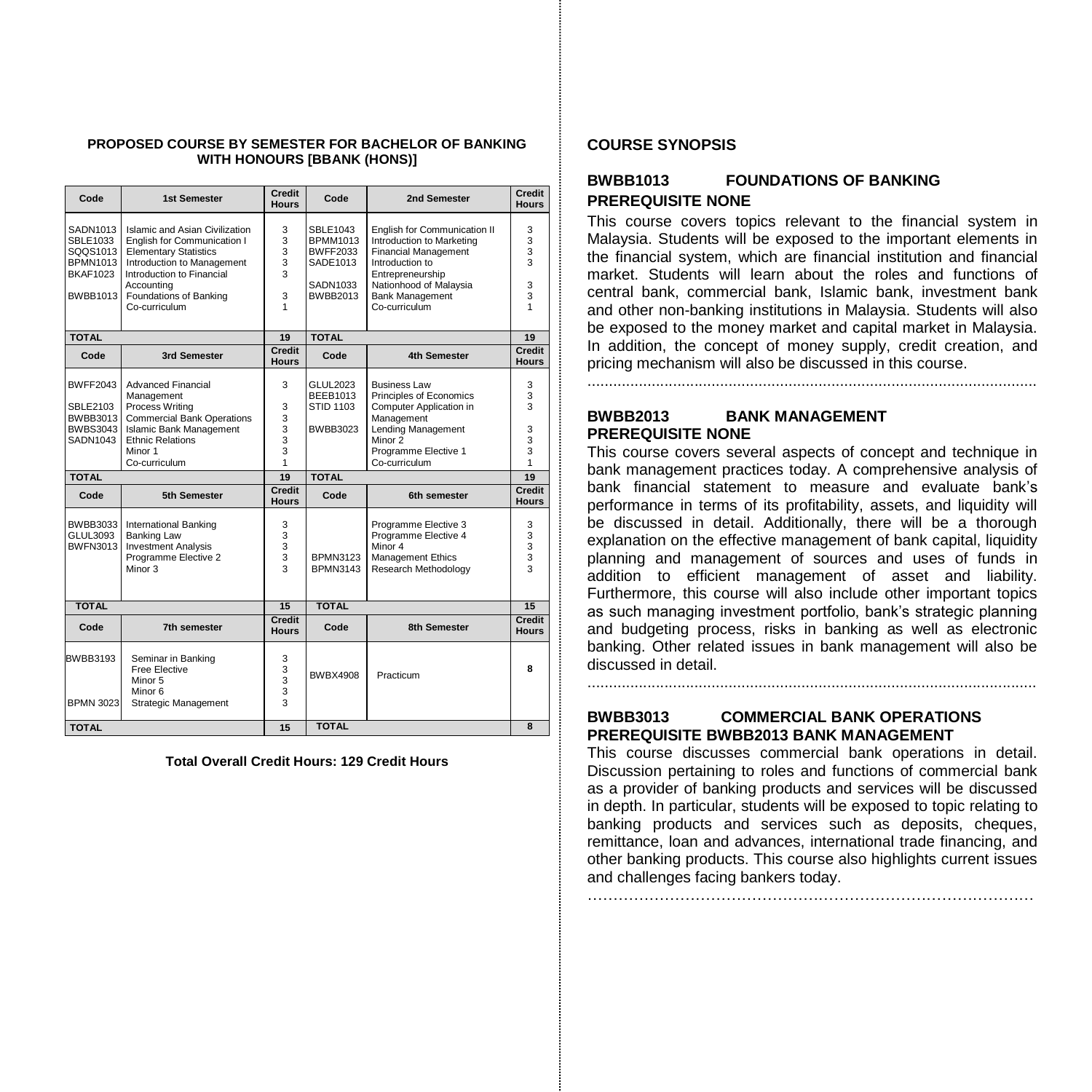**PROPOSED COURSE BY SEMESTER FOR BACHELOR OF BANKING WITH HONOURS [BBANK (HONS)]**

| Code | 1st Semester | Credit Hours | Code | 2nd Semester | Credit Hours |
|---|---|---|---|---|---|
| SADN1013 | Islamic and Asian Civilization | 3 | SBLE1043 | English for Communication II | 3 |
| SBLE1033 | English for Communication I | 3 | BPMM1013 | Introduction to Marketing | 3 |
| SQQS1013 | Elementary Statistics | 3 | BWFF2033 | Financial Management | 3 |
| BPMN1013 | Introduction to Management | 3 | SADE1013 | Introduction to Entrepreneurship | 3 |
| BKAF1023 | Introduction to Financial Accounting | 3 | SADN1033 | Nationhood of Malaysia | 3 |
| BWBB1013 | Foundations of Banking | 3 | BWBB2013 | Bank Management | 3 |
| | Co-curriculum | 1 | | Co-curriculum | 1 |
| **TOTAL** | | **19** | **TOTAL** | | **19** |
| **Code** | **3rd Semester** | **Credit Hours** | **Code** | **4th Semester** | **Credit Hours** |
| BWFF2043 | Advanced Financial Management | 3 | GLUL2023 | Business Law | 3 |
| SBLE2103 | Process Writing | 3 | BEEB1013 | Principles of Economics | 3 |
| BWBB3013 | Commercial Bank Operations | 3 | STID 1103 | Computer Application in Management | 3 |
| BWBS3043 | Islamic Bank Management | 3 | BWBB3023 | Lending Management | 3 |
| SADN1043 | Ethnic Relations | 3 | | Minor 2 | 3 |
| | Minor 1 | 3 | | Programme Elective 1 | 3 |
| | Co-curriculum | 1 | | Co-curriculum | 1 |
| **TOTAL** | | **19** | **TOTAL** | | **19** |
| **Code** | **5th Semester** | **Credit Hours** | **Code** | **6th semester** | **Credit Hours** |
| BWBB3033 | International Banking | 3 | | Programme Elective 3 | 3 |
| GLUL3093 | Banking Law | 3 | | Programme Elective 4 | 3 |
| BWFN3013 | Investment Analysis | 3 | | Minor 4 | 3 |
| | Programme Elective 2 | 3 | BPMN3123 | Management Ethics | 3 |
| | Minor 3 | 3 | BPMN3143 | Research Methodology | 3 |
| **TOTAL** | | **15** | **TOTAL** | | **15** |
| **Code** | **7th semester** | **Credit Hours** | **Code** | **8th Semester** | **Credit Hours** |
| BWBB3193 | Seminar in Banking | 3 | BWBX4908 | Practicum | **8** |
| | Free Elective | 3 | | | |
| | Minor 5 | 3 | | | |
| | Minor 6 | 3 | | | |
| BPMN 3023 | Strategic Management | 3 | | | |
| **TOTAL** | | **15** | **TOTAL** | | **8** |

**Total Overall Credit Hours: 129 Credit Hours**

## COURSE SYNOPSIS

### BWBB1013 FOUNDATIONS OF BANKING
**PREREQUISITE NONE**

This course covers topics relevant to the financial system in Malaysia. Students will be exposed to the important elements in the financial system, which are financial institution and financial market. Students will learn about the roles and functions of central bank, commercial bank, Islamic bank, investment bank and other non-banking institutions in Malaysia. Students will also be exposed to the money market and capital market in Malaysia. In addition, the concept of money supply, credit creation, and pricing mechanism will also be discussed in this course.

.......................................................................................................

### BWBB2013 BANK MANAGEMENT
**PREREQUISITE NONE**

This course covers several aspects of concept and technique in bank management practices today. A comprehensive analysis of bank financial statement to measure and evaluate bank's performance in terms of its profitability, assets, and liquidity will be discussed in detail. Additionally, there will be a thorough explanation on the effective management of bank capital, liquidity planning and management of sources and uses of funds in addition to efficient management of asset and liability. Furthermore, this course will also include other important topics as such managing investment portfolio, bank's strategic planning and budgeting process, risks in banking as well as electronic banking. Other related issues in bank management will also be discussed in detail.

.......................................................................................................

### BWBB3013 COMMERCIAL BANK OPERATIONS
**PREREQUISITE BWBB2013 BANK MANAGEMENT**

This course discusses commercial bank operations in detail. Discussion pertaining to roles and functions of commercial bank as a provider of banking products and services will be discussed in depth. In particular, students will be exposed to topic relating to banking products and services such as deposits, cheques, remittance, loan and advances, international trade financing, and other banking products. This course also highlights current issues and challenges facing bankers today.

………………………………………………………………………………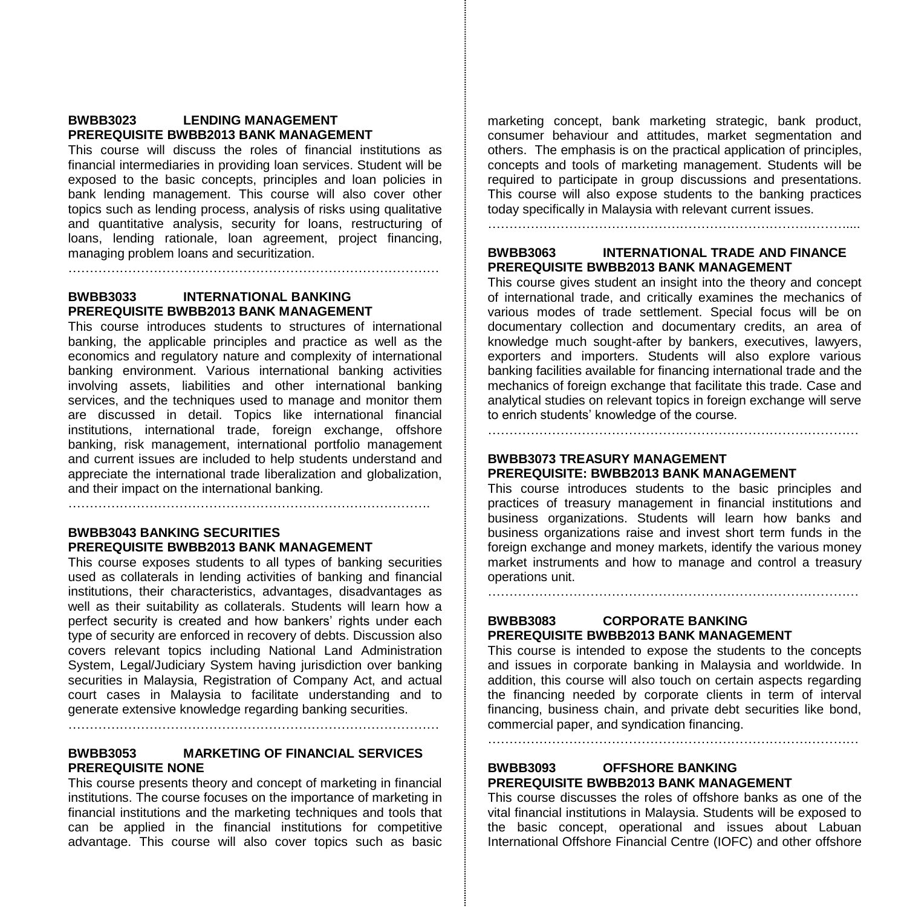**BWBB3023 LENDING MANAGEMENT**
**PREREQUISITE BWBB2013 BANK MANAGEMENT**

This course will discuss the roles of financial institutions as financial intermediaries in providing loan services. Student will be exposed to the basic concepts, principles and loan policies in bank lending management. This course will also cover other topics such as lending process, analysis of risks using qualitative and quantitative analysis, security for loans, restructuring of loans, lending rationale, loan agreement, project financing, managing problem loans and securitization.

…………………………………………………………………………

**BWBB3033 INTERNATIONAL BANKING**
**PREREQUISITE BWBB2013 BANK MANAGEMENT**

This course introduces students to structures of international banking, the applicable principles and practice as well as the economics and regulatory nature and complexity of international banking environment. Various international banking activities involving assets, liabilities and other international banking services, and the techniques used to manage and monitor them are discussed in detail. Topics like international financial institutions, international trade, foreign exchange, offshore banking, risk management, international portfolio management and current issues are included to help students understand and appreciate the international trade liberalization and globalization, and their impact on the international banking.

……………………………………………………………………….

**BWBB3043 BANKING SECURITIES**
**PREREQUISITE BWBB2013 BANK MANAGEMENT**

This course exposes students to all types of banking securities used as collaterals in lending activities of banking and financial institutions, their characteristics, advantages, disadvantages as well as their suitability as collaterals. Students will learn how a perfect security is created and how bankers' rights under each type of security are enforced in recovery of debts. Discussion also covers relevant topics including National Land Administration System, Legal/Judiciary System having jurisdiction over banking securities in Malaysia, Registration of Company Act, and actual court cases in Malaysia to facilitate understanding and to generate extensive knowledge regarding banking securities.

…………………………………………………………………………

**BWBB3053 MARKETING OF FINANCIAL SERVICES**
**PREREQUISITE NONE**

This course presents theory and concept of marketing in financial institutions. The course focuses on the importance of marketing in financial institutions and the marketing techniques and tools that can be applied in the financial institutions for competitive advantage. This course will also cover topics such as basic marketing concept, bank marketing strategic, bank product, consumer behaviour and attitudes, market segmentation and others. The emphasis is on the practical application of principles, concepts and tools of marketing management. Students will be required to participate in group discussions and presentations. This course will also expose students to the banking practices today specifically in Malaysia with relevant current issues.

……………………………………………………………………….....

**BWBB3063 INTERNATIONAL TRADE AND FINANCE**
**PREREQUISITE BWBB2013 BANK MANAGEMENT**

This course gives student an insight into the theory and concept of international trade, and critically examines the mechanics of various modes of trade settlement. Special focus will be on documentary collection and documentary credits, an area of knowledge much sought-after by bankers, executives, lawyers, exporters and importers. Students will also explore various banking facilities available for financing international trade and the mechanics of foreign exchange that facilitate this trade. Case and analytical studies on relevant topics in foreign exchange will serve to enrich students' knowledge of the course.

…………………………………………………………………………

**BWBB3073 TREASURY MANAGEMENT**
**PREREQUISITE: BWBB2013 BANK MANAGEMENT**

This course introduces students to the basic principles and practices of treasury management in financial institutions and business organizations. Students will learn how banks and business organizations raise and invest short term funds in the foreign exchange and money markets, identify the various money market instruments and how to manage and control a treasury operations unit.

…………………………………………………………………………

**BWBB3083 CORPORATE BANKING**
**PREREQUISITE BWBB2013 BANK MANAGEMENT**

This course is intended to expose the students to the concepts and issues in corporate banking in Malaysia and worldwide. In addition, this course will also touch on certain aspects regarding the financing needed by corporate clients in term of interval financing, business chain, and private debt securities like bond, commercial paper, and syndication financing.

…………………………………………………………………………

**BWBB3093 OFFSHORE BANKING**
**PREREQUISITE BWBB2013 BANK MANAGEMENT**

This course discusses the roles of offshore banks as one of the vital financial institutions in Malaysia. Students will be exposed to the basic concept, operational and issues about Labuan International Offshore Financial Centre (IOFC) and other offshore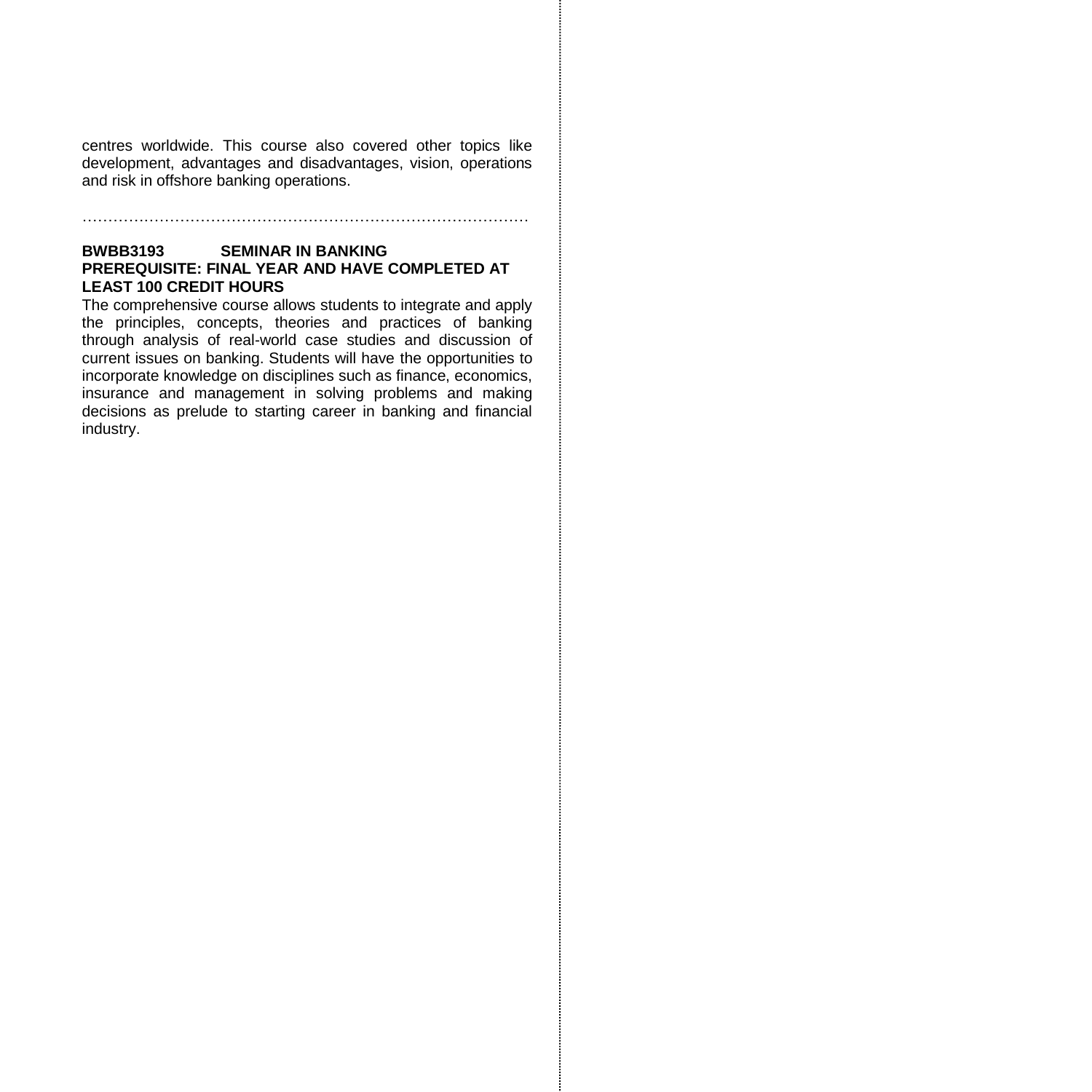centres worldwide. This course also covered other topics like development, advantages and disadvantages, vision, operations and risk in offshore banking operations.

……………………………………………………………………………

**BWBB3193 SEMINAR IN BANKING**
**PREREQUISITE: FINAL YEAR AND HAVE COMPLETED AT LEAST 100 CREDIT HOURS**

The comprehensive course allows students to integrate and apply the principles, concepts, theories and practices of banking through analysis of real-world case studies and discussion of current issues on banking. Students will have the opportunities to incorporate knowledge on disciplines such as finance, economics, insurance and management in solving problems and making decisions as prelude to starting career in banking and financial industry.